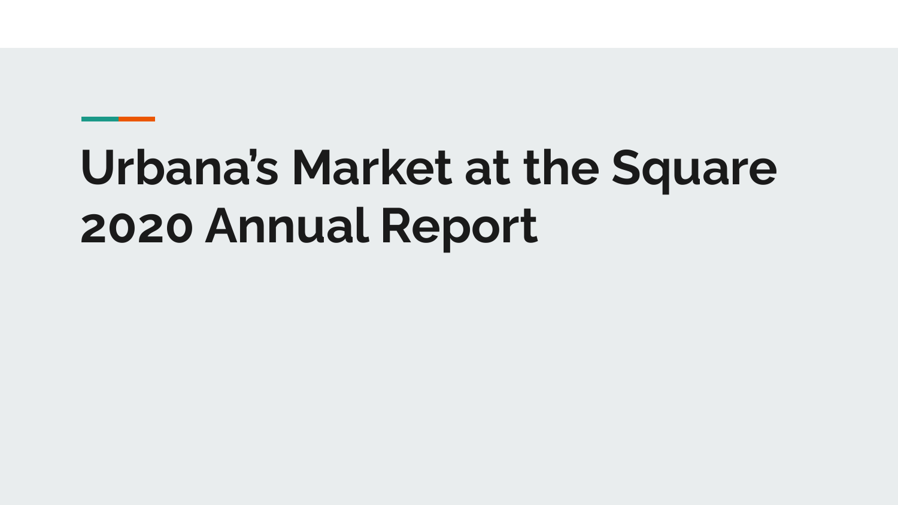# Urbana's Market at the Square 2020 Annual Report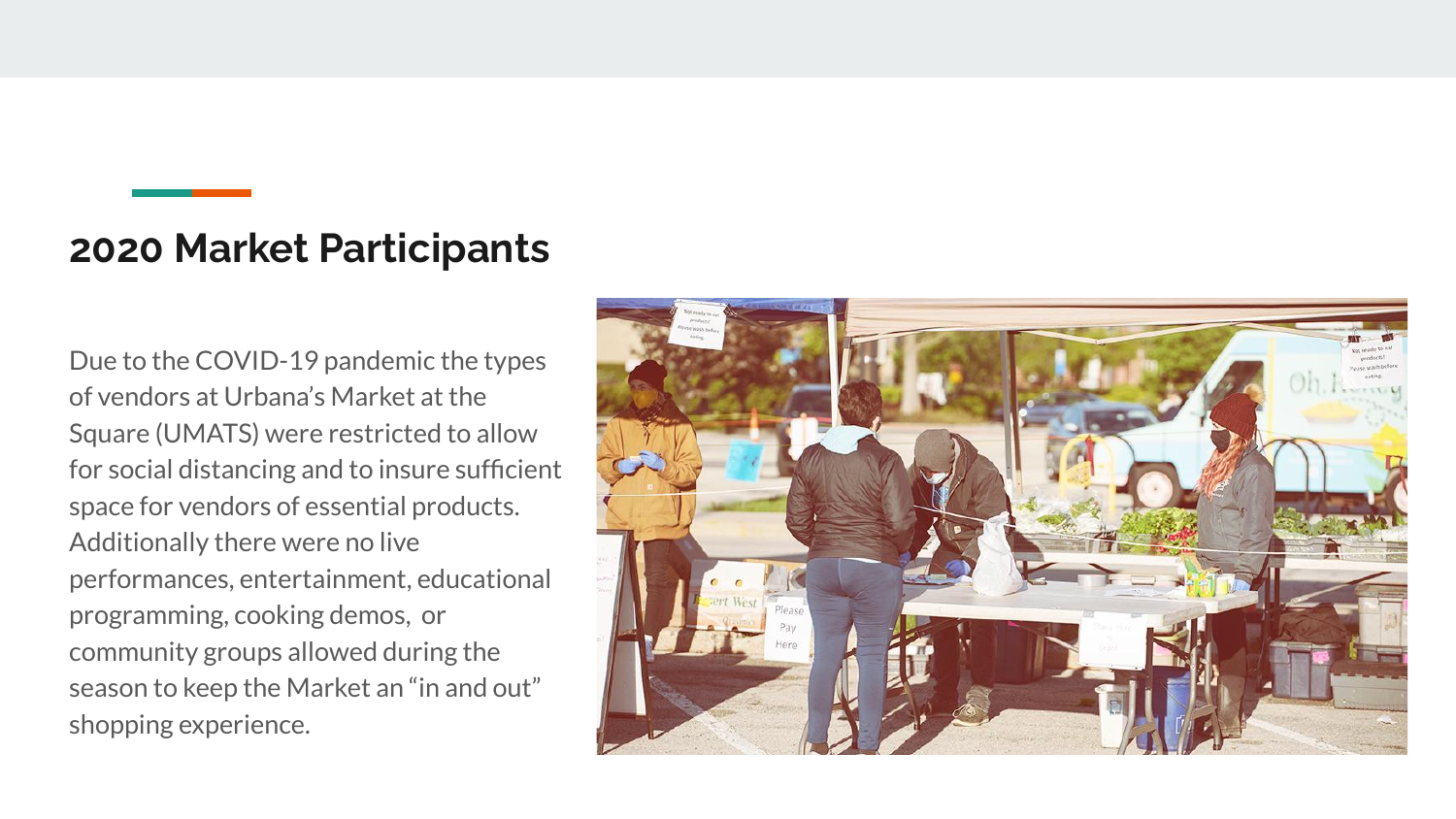## 2020 Market Participants

Due to the COVID-19 pandemic the types of vendors at Urbana's Market at the Square (UMATS) were restricted to allow for social distancing and to insure sufficient space for vendors of essential products. Additionally there were no live performances, entertainment, educational programming, cooking demos, or community groups allowed during the season to keep the Market an "in and out" shopping experience.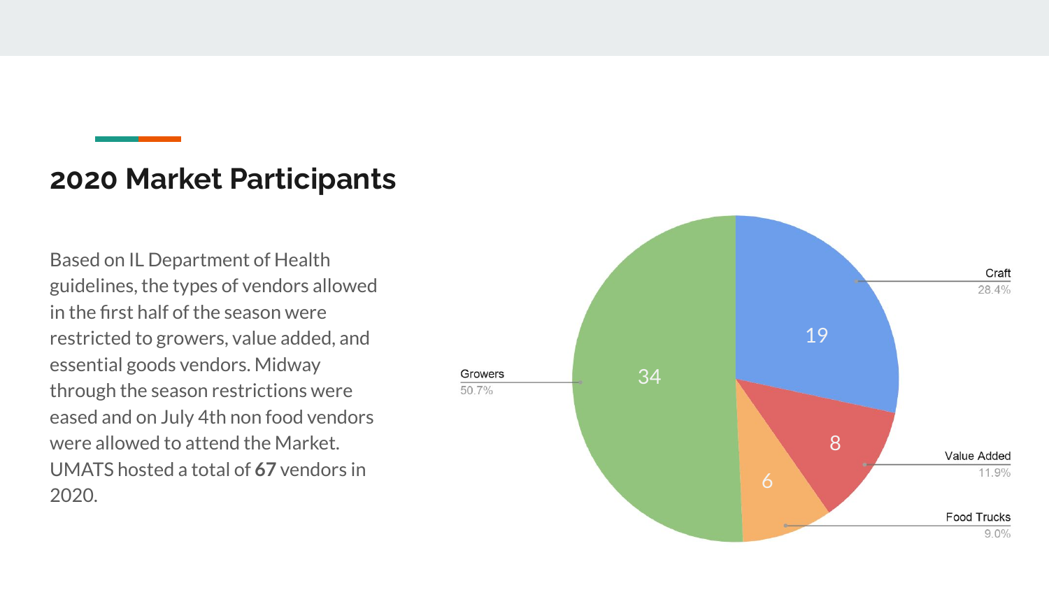## 2020 Market Participants

Based on IL Department of Health guidelines, the types of vendors allowed in the first half of the season were restricted to growers, value added, and essential goods vendors. Midway through the season restrictions were eased and on July 4th non food vendors were allowed to attend the Market. UMATS hosted a total of **67** vendors in 2020.

| Vendor Type | Count | Percentage |
|---|---|---|
| Growers | 34 | 50.7% |
| Craft | 19 | 28.4% |
| Value Added | 8 | 11.9% |
| Food Trucks | 6 | 9.0% |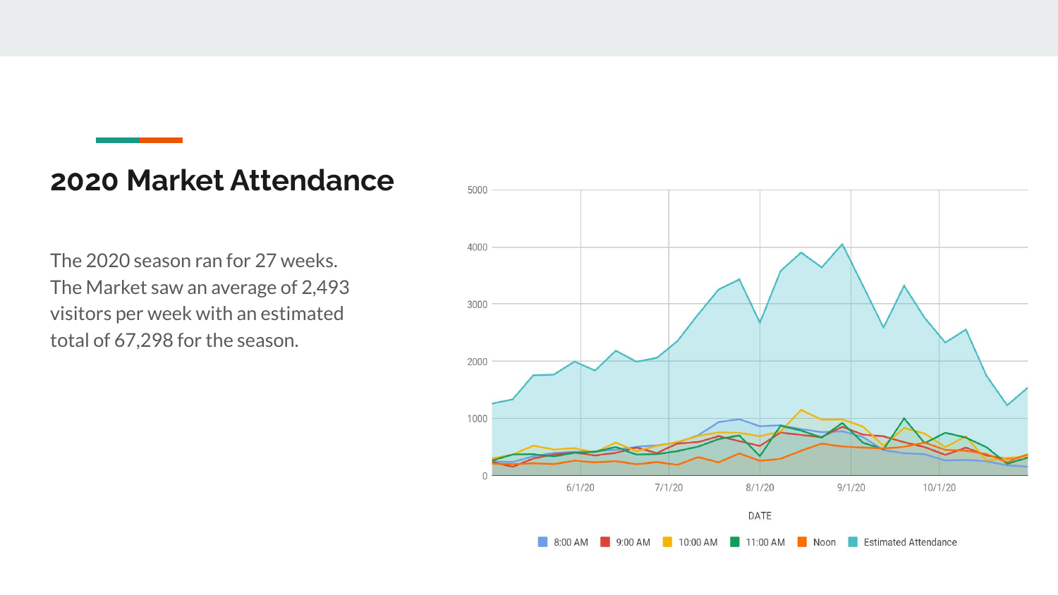## 2020 Market Attendance

The 2020 season ran for 27 weeks. The Market saw an average of 2,493 visitors per week with an estimated total of 67,298 for the season.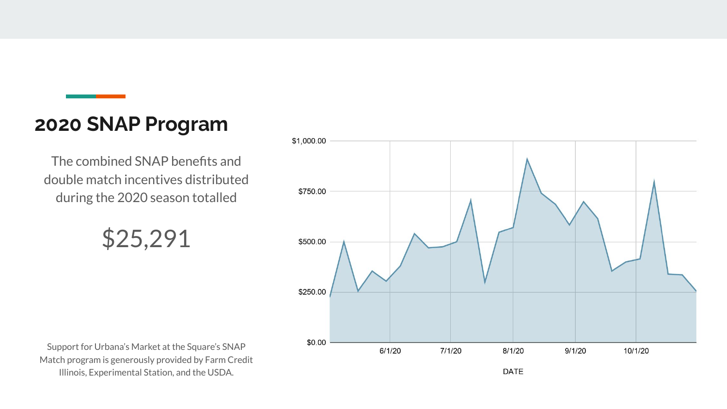## 2020 SNAP Program

The combined SNAP benefits and double match incentives distributed during the 2020 season totalled

$25,291

Support for Urbana's Market at the Square's SNAP Match program is generously provided by Farm Credit Illinois, Experimental Station, and the USDA.

$1,000.00

$750.00

$500.00

$250.00

$0.00

6/1/20 7/1/20 8/1/20 9/1/20 10/1/20

DATE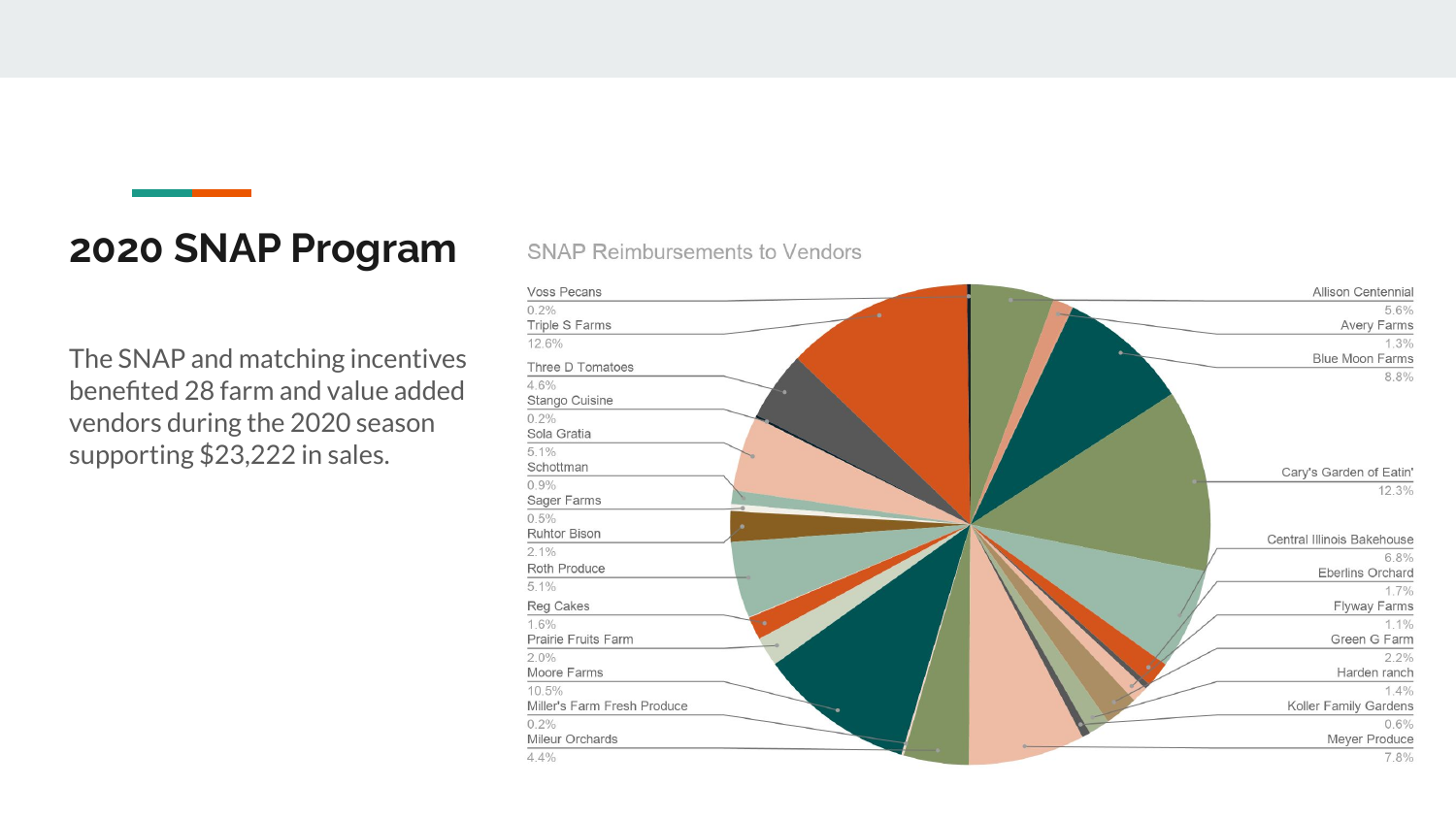## 2020 SNAP Program

The SNAP and matching incentives benefited 28 farm and value added vendors during the 2020 season supporting $23,222 in sales.

SNAP Reimbursements to Vendors

| Vendor | Share |
| --- | --- |
| Voss Pecans | 0.2% |
| Triple S Farms | 12.6% |
| Three D Tomatoes | 4.6% |
| Stango Cuisine | 0.2% |
| Sola Gratia | 5.1% |
| Schottman | 0.9% |
| Sager Farms | 0.5% |
| Ruhtor Bison | 2.1% |
| Roth Produce | 5.1% |
| Reg Cakes | 1.6% |
| Prairie Fruits Farm | 2.0% |
| Moore Farms | 10.5% |
| Miller's Farm Fresh Produce | 0.2% |
| Mileur Orchards | 4.4% |
| Allison Centennial | 5.6% |
| Avery Farms | 1.3% |
| Blue Moon Farms | 8.8% |
| Cary's Garden of Eatin' | 12.3% |
| Central Illinois Bakehouse | 6.8% |
| Eberlins Orchard | 1.7% |
| Flyway Farms | 1.1% |
| Green G Farm | 2.2% |
| Harden ranch | 1.4% |
| Koller Family Gardens | 0.6% |
| Meyer Produce | 7.8% |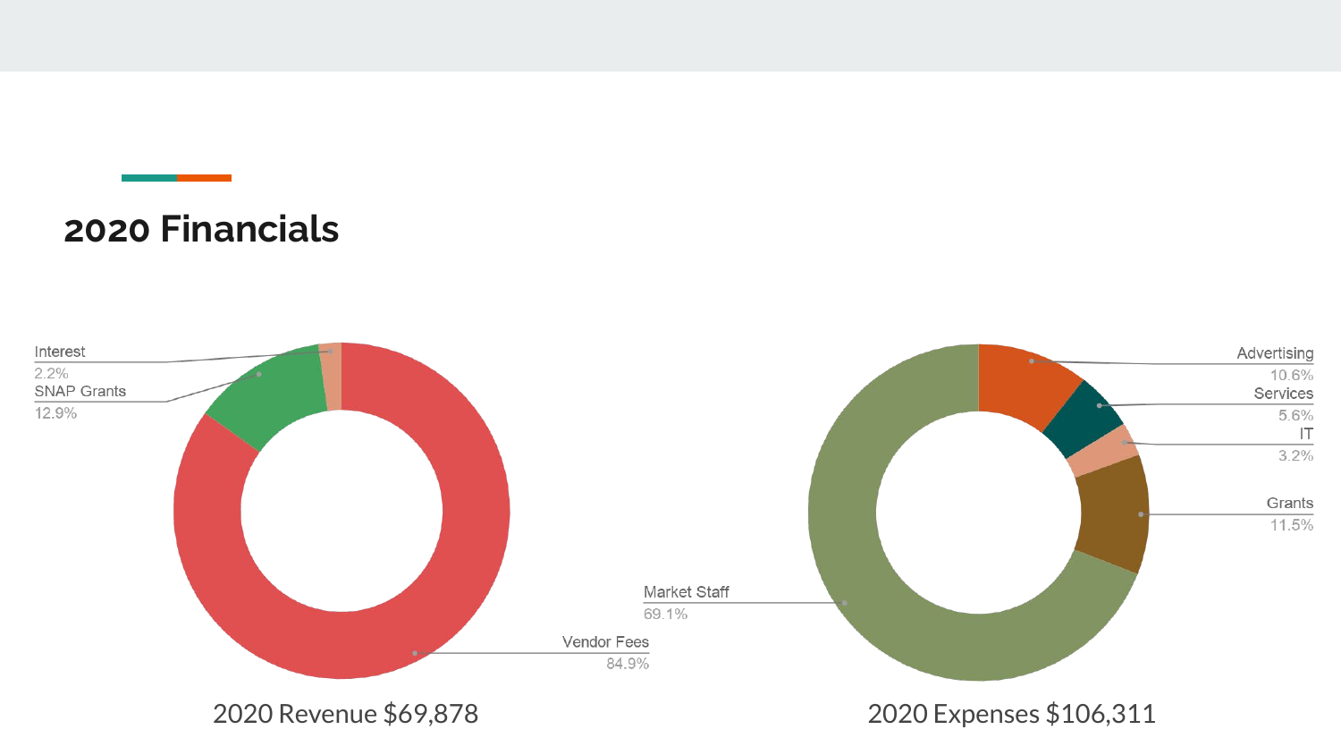## 2020 Financials

Interest 2.2%
SNAP Grants 12.9%
Vendor Fees 84.9%

2020 Revenue $69,878

Advertising 10.6%
Services 5.6%
IT 3.2%
Grants 11.5%
Market Staff 69.1%

2020 Expenses $106,311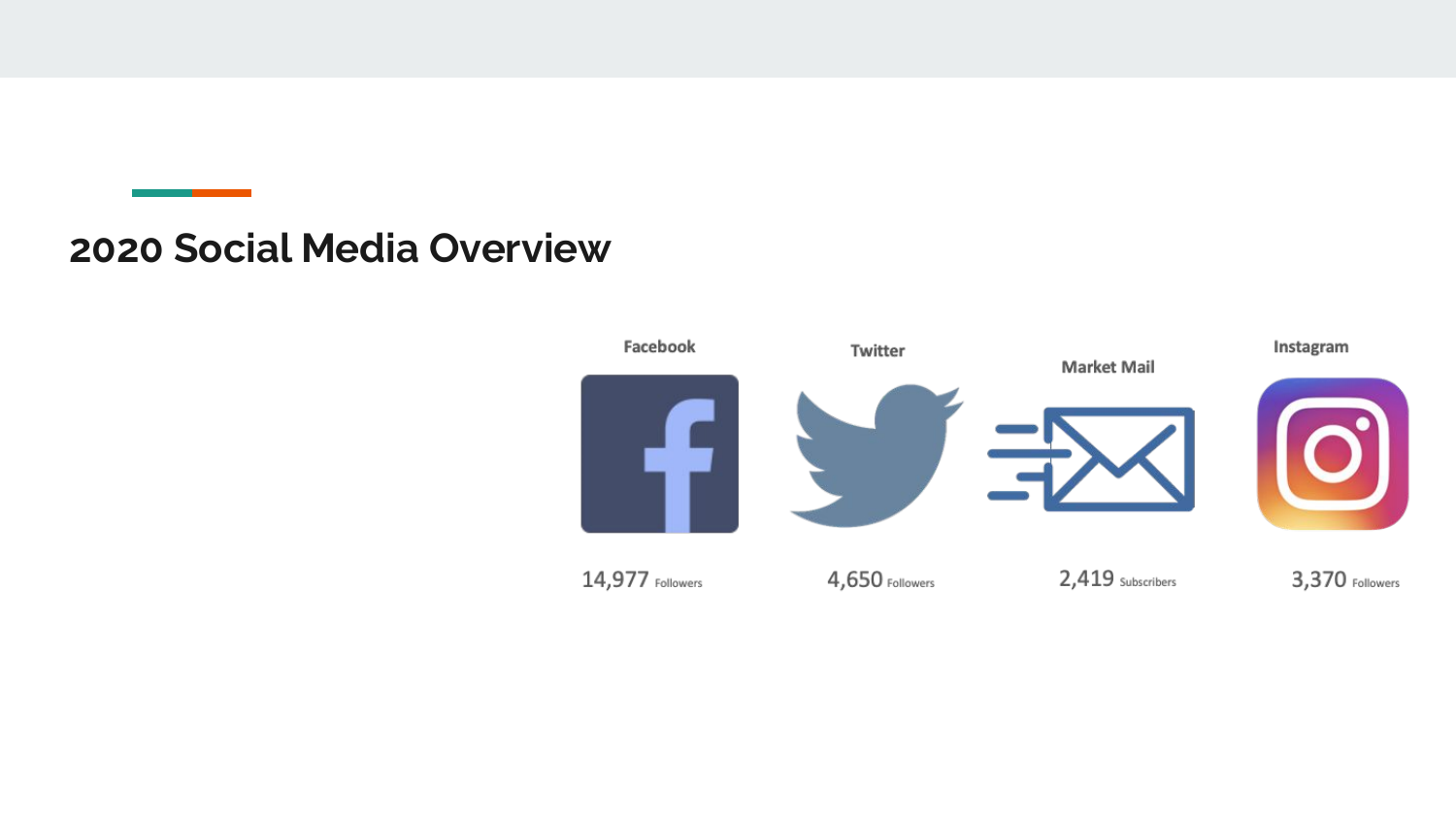## 2020 Social Media Overview

Facebook

14,977 Followers

Twitter

4,650 Followers

Market Mail

2,419 Subscribers

Instagram

3,370 Followers